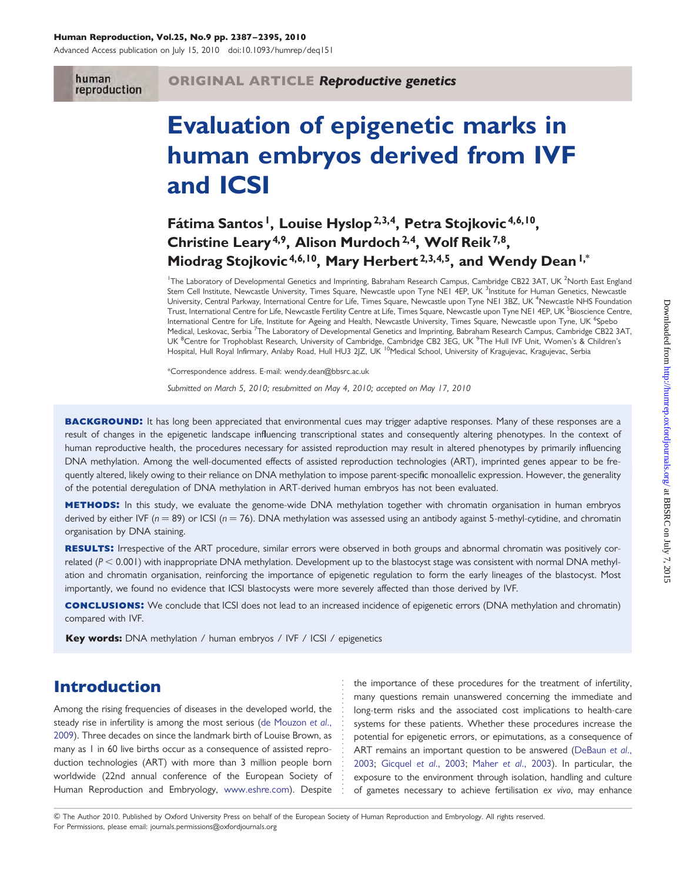ORIGINAL ARTICLE *Reproductive genetics*

# Evaluation of epigenetic marks in human embryos derived from IVF and ICSI

**Fátima Santos[1], Louise Hyslop[2,3,4], Petra Stojkovic[4,6,10], Christine Leary[4,9], Alison Murdoch[2,4], Wolf Reik[7,8], Miodrag Stojkovic[4,6,10], Mary Herbert[2,3,4,5], and Wendy Dean[1,*]**

[1]The Laboratory of Developmental Genetics and Imprinting, Babraham Research Campus, Cambridge CB22 3AT, UK [2]North East England Stem Cell Institute, Newcastle University, Times Square, Newcastle upon Tyne NE1 4EP, UK [3]Institute for Human Genetics, Newcastle University, Central Parkway, International Centre for Life, Times Square, Newcastle upon Tyne NE1 3BZ, UK [4]Newcastle NHS Foundation Trust, International Centre for Life, Newcastle Fertility Centre at Life, Times Square, Newcastle upon Tyne NE1 4EP, UK [5]Bioscience Centre, International Centre for Life, Institute for Ageing and Health, Newcastle University, Times Square, Newcastle upon Tyne, UK [6]Spebo Medical, Leskovac, Serbia [7]The Laboratory of Developmental Genetics and Imprinting, Babraham Research Campus, Cambridge CB22 3AT, UK [8]Centre for Trophoblast Research, University of Cambridge, Cambridge CB2 3EG, UK [9]The Hull IVF Unit, Women's & Children's Hospital, Hull Royal Infirmary, Anlaby Road, Hull HU3 2JZ, UK [10]Medical School, University of Kragujevac, Kragujevac, Serbia

*Correspondence address. E-mail: wendy.dean@bbsrc.ac.uk

*Submitted on March 5, 2010; resubmitted on May 4, 2010; accepted on May 17, 2010*

**BACKGROUND:** It has long been appreciated that environmental cues may trigger adaptive responses. Many of these responses are a result of changes in the epigenetic landscape influencing transcriptional states and consequently altering phenotypes. In the context of human reproductive health, the procedures necessary for assisted reproduction may result in altered phenotypes by primarily influencing DNA methylation. Among the well-documented effects of assisted reproduction technologies (ART), imprinted genes appear to be frequently altered, likely owing to their reliance on DNA methylation to impose parent-specific monoallelic expression. However, the generality of the potential deregulation of DNA methylation in ART-derived human embryos has not been evaluated.

**METHODS:** In this study, we evaluate the genome-wide DNA methylation together with chromatin organisation in human embryos derived by either IVF ($n = 89$) or ICSI ($n = 76$). DNA methylation was assessed using an antibody against 5-methyl-cytidine, and chromatin organisation by DNA staining.

**RESULTS:** Irrespective of the ART procedure, similar errors were observed in both groups and abnormal chromatin was positively correlated ($P < 0.001$) with inappropriate DNA methylation. Development up to the blastocyst stage was consistent with normal DNA methylation and chromatin organisation, reinforcing the importance of epigenetic regulation to form the early lineages of the blastocyst. Most importantly, we found no evidence that ICSI blastocysts were more severely affected than those derived by IVF.

**CONCLUSIONS:** We conclude that ICSI does not lead to an increased incidence of epigenetic errors (DNA methylation and chromatin) compared with IVF.

**Key words:** DNA methylation / human embryos / IVF / ICSI / epigenetics

## Introduction

Among the rising frequencies of diseases in the developed world, the steady rise in infertility is among the most serious (de Mouzon *et al.*, 2009). Three decades on since the landmark birth of Louise Brown, as many as 1 in 60 live births occur as a consequence of assisted reproduction technologies (ART) with more than 3 million people born worldwide (22nd annual conference of the European Society of Human Reproduction and Embryology, www.eshre.com). Despite the importance of these procedures for the treatment of infertility, many questions remain unanswered concerning the immediate and long-term risks and the associated cost implications to health-care systems for these patients. Whether these procedures increase the potential for epigenetic errors, or epimutations, as a consequence of ART remains an important question to be answered (DeBaun *et al.*, 2003; Gicquel *et al.*, 2003; Maher *et al.*, 2003). In particular, the exposure to the environment through isolation, handling and culture of gametes necessary to achieve fertilisation *ex vivo*, may enhance

© The Author 2010. Published by Oxford University Press on behalf of the European Society of Human Reproduction and Embryology. All rights reserved. For Permissions, please email: journals.permissions@oxfordjournals.org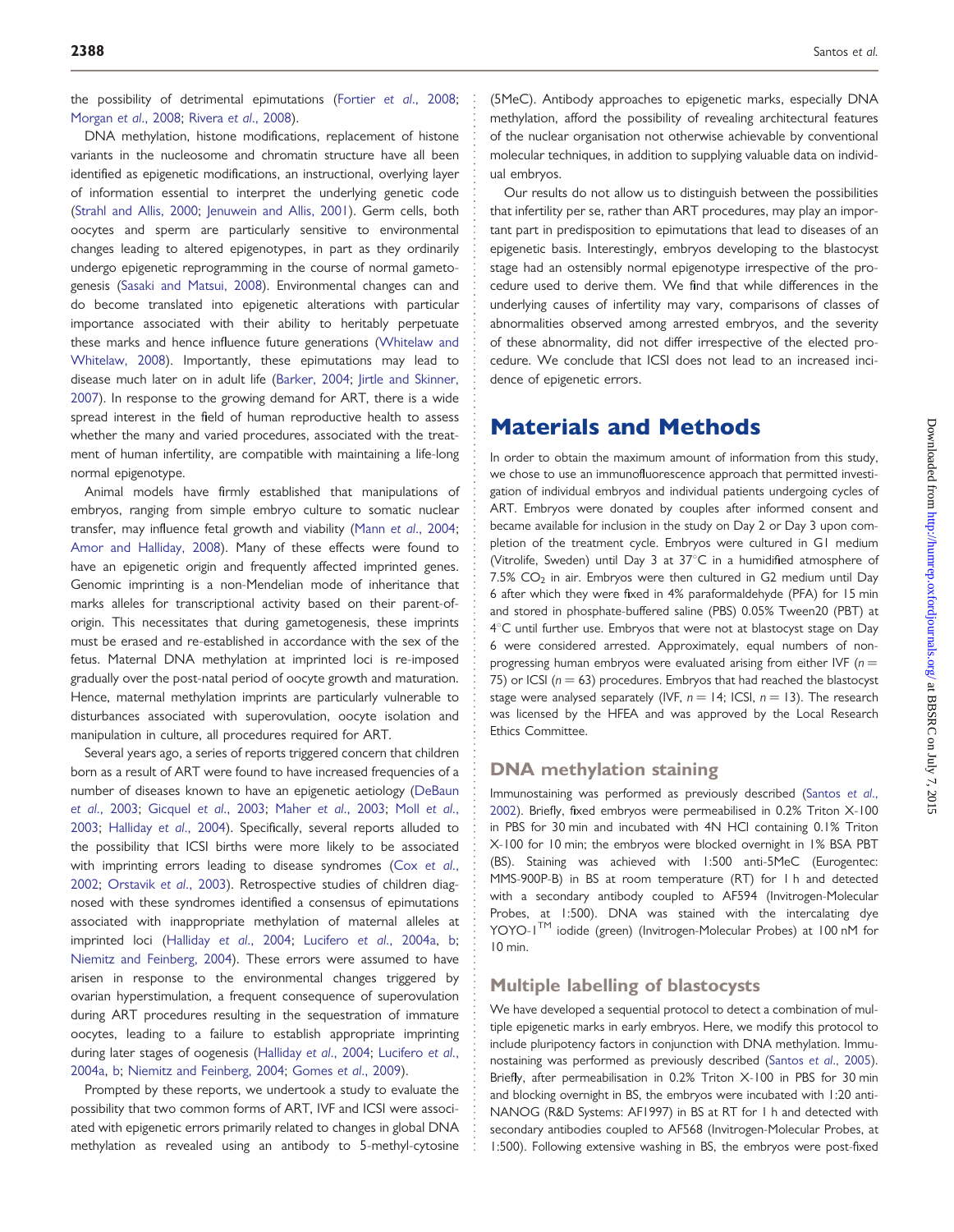the possibility of detrimental epimutations (Fortier et al., 2008; Morgan et al., 2008; Rivera et al., 2008).

DNA methylation, histone modifications, replacement of histone variants in the nucleosome and chromatin structure have all been identified as epigenetic modifications, an instructional, overlying layer of information essential to interpret the underlying genetic code (Strahl and Allis, 2000; Jenuwein and Allis, 2001). Germ cells, both oocytes and sperm are particularly sensitive to environmental changes leading to altered epigenotypes, in part as they ordinarily undergo epigenetic reprogramming in the course of normal gametogenesis (Sasaki and Matsui, 2008). Environmental changes can and do become translated into epigenetic alterations with particular importance associated with their ability to heritably perpetuate these marks and hence influence future generations (Whitelaw and Whitelaw, 2008). Importantly, these epimutations may lead to disease much later on in adult life (Barker, 2004; Jirtle and Skinner, 2007). In response to the growing demand for ART, there is a wide spread interest in the field of human reproductive health to assess whether the many and varied procedures, associated with the treatment of human infertility, are compatible with maintaining a life-long normal epigenotype.

Animal models have firmly established that manipulations of embryos, ranging from simple embryo culture to somatic nuclear transfer, may influence fetal growth and viability (Mann et al., 2004; Amor and Halliday, 2008). Many of these effects were found to have an epigenetic origin and frequently affected imprinted genes. Genomic imprinting is a non-Mendelian mode of inheritance that marks alleles for transcriptional activity based on their parent-of-origin. This necessitates that during gametogenesis, these imprints must be erased and re-established in accordance with the sex of the fetus. Maternal DNA methylation at imprinted loci is re-imposed gradually over the post-natal period of oocyte growth and maturation. Hence, maternal methylation imprints are particularly vulnerable to disturbances associated with superovulation, oocyte isolation and manipulation in culture, all procedures required for ART.

Several years ago, a series of reports triggered concern that children born as a result of ART were found to have increased frequencies of a number of diseases known to have an epigenetic aetiology (DeBaun et al., 2003; Gicquel et al., 2003; Maher et al., 2003; Moll et al., 2003; Halliday et al., 2004). Specifically, several reports alluded to the possibility that ICSI births were more likely to be associated with imprinting errors leading to disease syndromes (Cox et al., 2002; Orstavik et al., 2003). Retrospective studies of children diagnosed with these syndromes identified a consensus of epimutations associated with inappropriate methylation of maternal alleles at imprinted loci (Halliday et al., 2004; Lucifero et al., 2004a, b; Niemitz and Feinberg, 2004). These errors were assumed to have arisen in response to the environmental changes triggered by ovarian hyperstimulation, a frequent consequence of superovulation during ART procedures resulting in the sequestration of immature oocytes, leading to a failure to establish appropriate imprinting during later stages of oogenesis (Halliday et al., 2004; Lucifero et al., 2004a, b; Niemitz and Feinberg, 2004; Gomes et al., 2009).

Prompted by these reports, we undertook a study to evaluate the possibility that two common forms of ART, IVF and ICSI were associated with epigenetic errors primarily related to changes in global DNA methylation as revealed using an antibody to 5-methyl-cytosine (5MeC). Antibody approaches to epigenetic marks, especially DNA methylation, afford the possibility of revealing architectural features of the nuclear organisation not otherwise achievable by conventional molecular techniques, in addition to supplying valuable data on individual embryos.

Our results do not allow us to distinguish between the possibilities that infertility per se, rather than ART procedures, may play an important part in predisposition to epimutations that lead to diseases of an epigenetic basis. Interestingly, embryos developing to the blastocyst stage had an ostensibly normal epigenotype irrespective of the procedure used to derive them. We find that while differences in the underlying causes of infertility may vary, comparisons of classes of abnormalities observed among arrested embryos, and the severity of these abnormality, did not differ irrespective of the elected procedure. We conclude that ICSI does not lead to an increased incidence of epigenetic errors.

# Materials and Methods

In order to obtain the maximum amount of information from this study, we chose to use an immunofluorescence approach that permitted investigation of individual embryos and individual patients undergoing cycles of ART. Embryos were donated by couples after informed consent and became available for inclusion in the study on Day 2 or Day 3 upon completion of the treatment cycle. Embryos were cultured in G1 medium (Vitrolife, Sweden) until Day 3 at 37°C in a humidified atmosphere of 7.5% $CO_2$ in air. Embryos were then cultured in G2 medium until Day 6 after which they were fixed in 4% paraformaldehyde (PFA) for 15 min and stored in phosphate-buffered saline (PBS) 0.05% Tween20 (PBT) at 4°C until further use. Embryos that were not at blastocyst stage on Day 6 were considered arrested. Approximately, equal numbers of non-progressing human embryos were evaluated arising from either IVF ($n = 75$) or ICSI ($n = 63$) procedures. Embryos that had reached the blastocyst stage were analysed separately (IVF, $n = 14$; ICSI, $n = 13$). The research was licensed by the HFEA and was approved by the Local Research Ethics Committee.

## DNA methylation staining

Immunostaining was performed as previously described (Santos et al., 2002). Briefly, fixed embryos were permeabilised in 0.2% Triton X-100 in PBS for 30 min and incubated with 4N HCl containing 0.1% Triton X-100 for 10 min; the embryos were blocked overnight in 1% BSA PBT (BS). Staining was achieved with 1:500 anti-5MeC (Eurogentec: MMS-900P-B) in BS at room temperature (RT) for 1 h and detected with a secondary antibody coupled to AF594 (Invitrogen-Molecular Probes, at 1:500). DNA was stained with the intercalating dye YOYO-1™ iodide (green) (Invitrogen-Molecular Probes) at 100 nM for 10 min.

## Multiple labelling of blastocysts

We have developed a sequential protocol to detect a combination of multiple epigenetic marks in early embryos. Here, we modify this protocol to include pluripotency factors in conjunction with DNA methylation. Immunostaining was performed as previously described (Santos et al., 2005). Briefly, after permeabilisation in 0.2% Triton X-100 in PBS for 30 min and blocking overnight in BS, the embryos were incubated with 1:20 anti-NANOG (R&D Systems: AF1997) in BS at RT for 1 h and detected with secondary antibodies coupled to AF568 (Invitrogen-Molecular Probes, at 1:500). Following extensive washing in BS, the embryos were post-fixed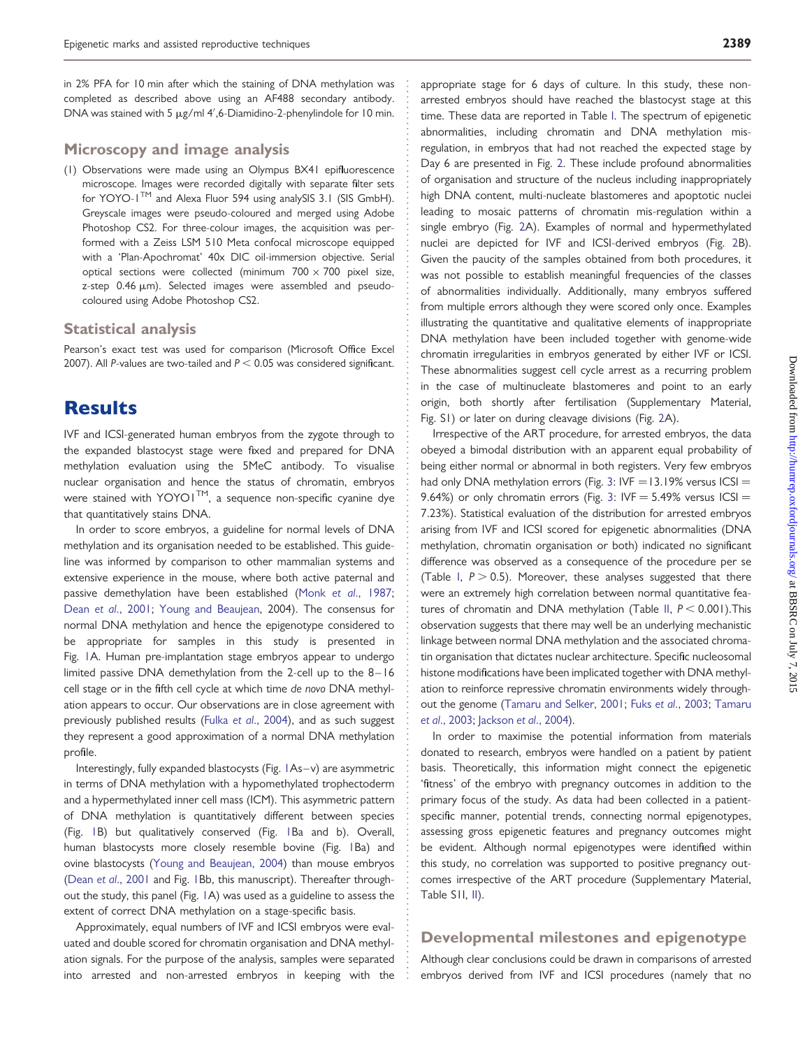in 2% PFA for 10 min after which the staining of DNA methylation was completed as described above using an AF488 secondary antibody. DNA was stained with 5 μg/ml 4′,6-Diamidino-2-phenylindole for 10 min.

## Microscopy and image analysis

(1) Observations were made using an Olympus BX41 epifluorescence microscope. Images were recorded digitally with separate filter sets for YOYO-1™ and Alexa Fluor 594 using analySIS 3.1 (SIS GmbH). Greyscale images were pseudo-coloured and merged using Adobe Photoshop CS2. For three-colour images, the acquisition was performed with a Zeiss LSM 510 Meta confocal microscope equipped with a 'Plan-Apochromat' 40x DIC oil-immersion objective. Serial optical sections were collected (minimum 700 × 700 pixel size, z-step 0.46 μm). Selected images were assembled and pseudo-coloured using Adobe Photoshop CS2.

## Statistical analysis

Pearson's exact test was used for comparison (Microsoft Office Excel 2007). All *P*-values are two-tailed and $P < 0.05$ was considered significant.

# Results

IVF and ICSI-generated human embryos from the zygote through to the expanded blastocyst stage were fixed and prepared for DNA methylation evaluation using the 5MeC antibody. To visualise nuclear organisation and hence the status of chromatin, embryos were stained with YOYO1™, a sequence non-specific cyanine dye that quantitatively stains DNA.

In order to score embryos, a guideline for normal levels of DNA methylation and its organisation needed to be established. This guideline was informed by comparison to other mammalian systems and extensive experience in the mouse, where both active paternal and passive demethylation have been established (Monk *et al*., 1987; Dean *et al*., 2001; Young and Beaujean, 2004). The consensus for normal DNA methylation and hence the epigenotype considered to be appropriate for samples in this study is presented in Fig. 1A. Human pre-implantation stage embryos appear to undergo limited passive DNA demethylation from the 2-cell up to the 8–16 cell stage or in the fifth cell cycle at which time *de novo* DNA methylation appears to occur. Our observations are in close agreement with previously published results (Fulka *et al*., 2004), and as such suggest they represent a good approximation of a normal DNA methylation profile.

Interestingly, fully expanded blastocysts (Fig. 1As–v) are asymmetric in terms of DNA methylation with a hypomethylated trophectoderm and a hypermethylated inner cell mass (ICM). This asymmetric pattern of DNA methylation is quantitatively different between species (Fig. 1B) but qualitatively conserved (Fig. 1Ba and b). Overall, human blastocysts more closely resemble bovine (Fig. 1Ba) and ovine blastocysts (Young and Beaujean, 2004) than mouse embryos (Dean *et al*., 2001 and Fig. 1Bb, this manuscript). Thereafter throughout the study, this panel (Fig. 1A) was used as a guideline to assess the extent of correct DNA methylation on a stage-specific basis.

Approximately, equal numbers of IVF and ICSI embryos were evaluated and double scored for chromatin organisation and DNA methylation signals. For the purpose of the analysis, samples were separated into arrested and non-arrested embryos in keeping with the appropriate stage for 6 days of culture. In this study, these non-arrested embryos should have reached the blastocyst stage at this time. These data are reported in Table I. The spectrum of epigenetic abnormalities, including chromatin and DNA methylation mis-regulation, in embryos that had not reached the expected stage by Day 6 are presented in Fig. 2. These include profound abnormalities of organisation and structure of the nucleus including inappropriately high DNA content, multi-nucleate blastomeres and apoptotic nuclei leading to mosaic patterns of chromatin mis-regulation within a single embryo (Fig. 2A). Examples of normal and hypermethylated nuclei are depicted for IVF and ICSI-derived embryos (Fig. 2B). Given the paucity of the samples obtained from both procedures, it was not possible to establish meaningful frequencies of the classes of abnormalities individually. Additionally, many embryos suffered from multiple errors although they were scored only once. Examples illustrating the quantitative and qualitative elements of inappropriate DNA methylation have been included together with genome-wide chromatin irregularities in embryos generated by either IVF or ICSI. These abnormalities suggest cell cycle arrest as a recurring problem in the case of multinucleate blastomeres and point to an early origin, both shortly after fertilisation (Supplementary Material, Fig. S1) or later on during cleavage divisions (Fig. 2A).

Irrespective of the ART procedure, for arrested embryos, the data obeyed a bimodal distribution with an apparent equal probability of being either normal or abnormal in both registers. Very few embryos had only DNA methylation errors (Fig. 3: IVF = 13.19% versus ICSI = 9.64%) or only chromatin errors (Fig. 3: IVF = 5.49% versus ICSI = 7.23%). Statistical evaluation of the distribution for arrested embryos arising from IVF and ICSI scored for epigenetic abnormalities (DNA methylation, chromatin organisation or both) indicated no significant difference was observed as a consequence of the procedure per se (Table I, $P > 0.5$). Moreover, these analyses suggested that there were an extremely high correlation between normal quantitative features of chromatin and DNA methylation (Table II, $P < 0.001$).This observation suggests that there may well be an underlying mechanistic linkage between normal DNA methylation and the associated chromatin organisation that dictates nuclear architecture. Specific nucleosomal histone modifications have been implicated together with DNA methylation to reinforce repressive chromatin environments widely throughout the genome (Tamaru and Selker, 2001; Fuks *et al*., 2003; Tamaru *et al*., 2003; Jackson *et al*., 2004).

In order to maximise the potential information from materials donated to research, embryos were handled on a patient by patient basis. Theoretically, this information might connect the epigenetic 'fitness' of the embryo with pregnancy outcomes in addition to the primary focus of the study. As data had been collected in a patient-specific manner, potential trends, connecting normal epigenotypes, assessing gross epigenetic features and pregnancy outcomes might be evident. Although normal epigenotypes were identified within this study, no correlation was supported to positive pregnancy outcomes irrespective of the ART procedure (Supplementary Material, Table SII, II).

## Developmental milestones and epigenotype

Although clear conclusions could be drawn in comparisons of arrested embryos derived from IVF and ICSI procedures (namely that no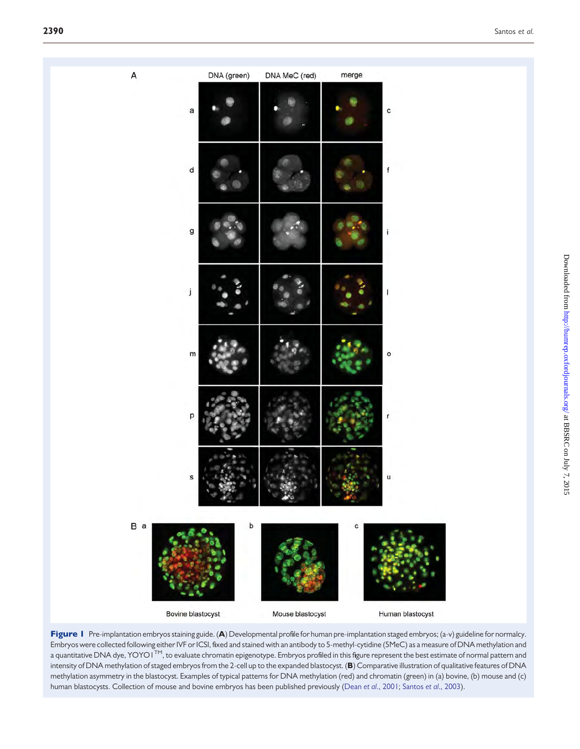**Figure 1** Pre-implantation embryos staining guide. (**A**) Developmental profile for human pre-implantation staged embryos; (a-v) guideline for normalcy. Embryos were collected following either IVF or ICSI, fixed and stained with an antibody to 5-methyl-cytidine (5MeC) as a measure of DNA methylation and a quantitative DNA dye, YOYO1™, to evaluate chromatin epigenotype. Embryos profiled in this figure represent the best estimate of normal pattern and intensity of DNA methylation of staged embryos from the 2-cell up to the expanded blastocyst. (**B**) Comparative illustration of qualitative features of DNA methylation asymmetry in the blastocyst. Examples of typical patterns for DNA methylation (red) and chromatin (green) in (a) bovine, (b) mouse and (c) human blastocysts. Collection of mouse and bovine embryos has been published previously (Dean *et al.*, 2001; Santos *et al.*, 2003).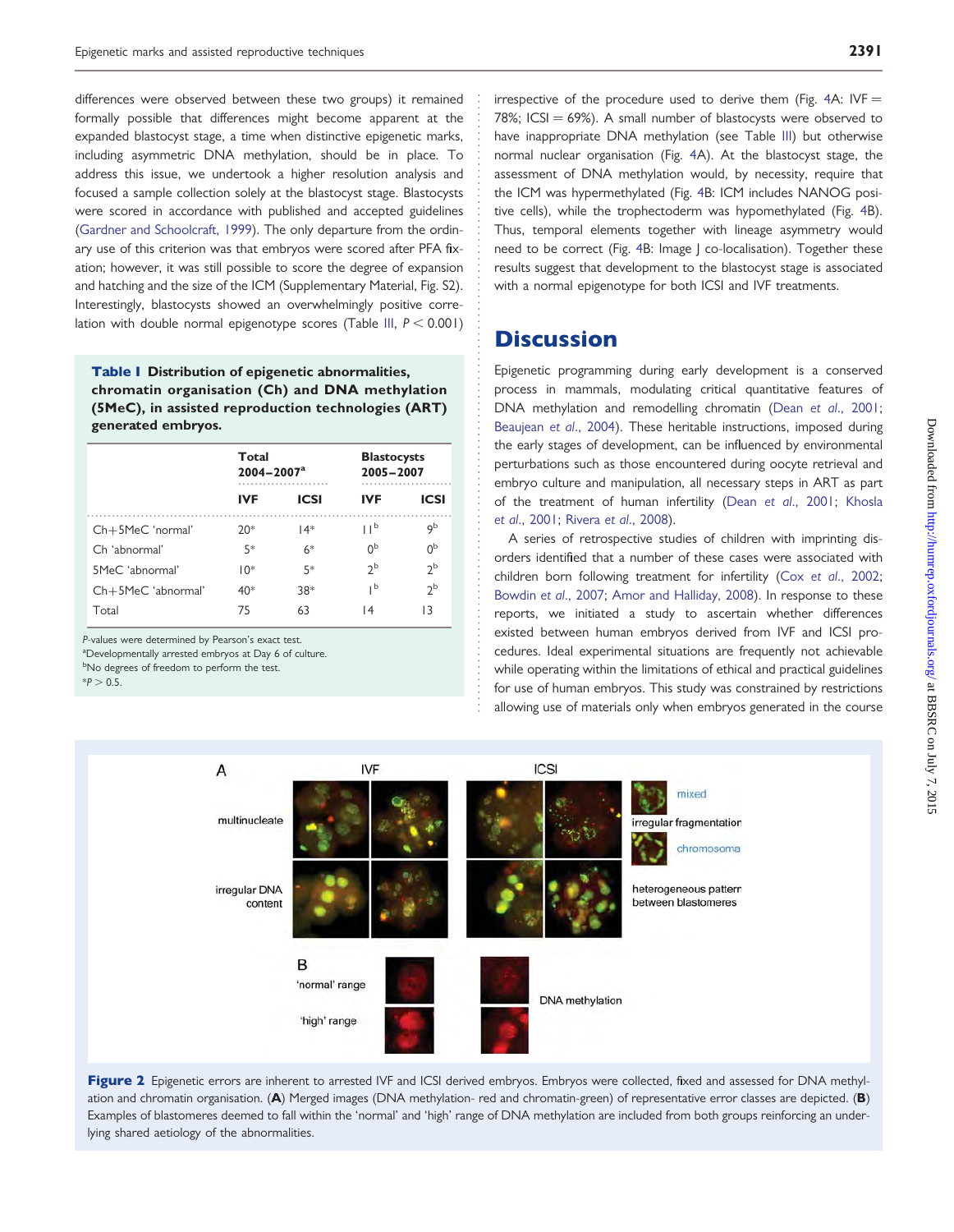differences were observed between these two groups) it remained formally possible that differences might become apparent at the expanded blastocyst stage, a time when distinctive epigenetic marks, including asymmetric DNA methylation, should be in place. To address this issue, we undertook a higher resolution analysis and focused a sample collection solely at the blastocyst stage. Blastocysts were scored in accordance with published and accepted guidelines (Gardner and Schoolcraft, 1999). The only departure from the ordinary use of this criterion was that embryos were scored after PFA fixation; however, it was still possible to score the degree of expansion and hatching and the size of the ICM (Supplementary Material, Fig. S2). Interestingly, blastocysts showed an overwhelmingly positive correlation with double normal epigenotype scores (Table III, $P < 0.001$) irrespective of the procedure used to derive them (Fig. 4A: IVF = 78%; ICSI = 69%). A small number of blastocysts were observed to have inappropriate DNA methylation (see Table III) but otherwise normal nuclear organisation (Fig. 4A). At the blastocyst stage, the assessment of DNA methylation would, by necessity, require that the ICM was hypermethylated (Fig. 4B: ICM includes NANOG positive cells), while the trophectoderm was hypomethylated (Fig. 4B). Thus, temporal elements together with lineage asymmetry would need to be correct (Fig. 4B: Image J co-localisation). Together these results suggest that development to the blastocyst stage is associated with a normal epigenotype for both ICSI and IVF treatments.

**Table I** Distribution of epigenetic abnormalities, chromatin organisation (Ch) and DNA methylation (5MeC), in assisted reproduction technologies (ART) generated embryos.

| | Total 2004–2007[a] | | Blastocysts 2005–2007 | |
|---|---|---|---|---|
| | IVF | ICSI | IVF | ICSI |
| Ch+5MeC 'normal' | 20* | 14* | 11[b] | 9[b] |
| Ch 'abnormal' | 5* | 6* | 0[b] | 0[b] |
| 5MeC 'abnormal' | 10* | 5* | 2[b] | 2[b] |
| Ch+5MeC 'abnormal' | 40* | 38* | 1[b] | 2[b] |
| Total | 75 | 63 | 14 | 13 |

P-values were determined by Pearson's exact test.
[a]Developmentally arrested embryos at Day 6 of culture.
[b]No degrees of freedom to perform the test.
*$P > 0.5$.

## Discussion

Epigenetic programming during early development is a conserved process in mammals, modulating critical quantitative features of DNA methylation and remodelling chromatin (Dean *et al*., 2001; Beaujean *et al*., 2004). These heritable instructions, imposed during the early stages of development, can be influenced by environmental perturbations such as those encountered during oocyte retrieval and embryo culture and manipulation, all necessary steps in ART as part of the treatment of human infertility (Dean *et al*., 2001; Khosla *et al*., 2001; Rivera *et al*., 2008).

A series of retrospective studies of children with imprinting disorders identified that a number of these cases were associated with children born following treatment for infertility (Cox *et al*., 2002; Bowdin *et al*., 2007; Amor and Halliday, 2008). In response to these reports, we initiated a study to ascertain whether differences existed between human embryos derived from IVF and ICSI procedures. Ideal experimental situations are frequently not achievable while operating within the limitations of ethical and practical guidelines for use of human embryos. This study was constrained by restrictions allowing use of materials only when embryos generated in the course

**Figure 2** Epigenetic errors are inherent to arrested IVF and ICSI derived embryos. Embryos were collected, fixed and assessed for DNA methylation and chromatin organisation. (**A**) Merged images (DNA methylation- red and chromatin-green) of representative error classes are depicted. (**B**) Examples of blastomeres deemed to fall within the 'normal' and 'high' range of DNA methylation are included from both groups reinforcing an underlying shared aetiology of the abnormalities.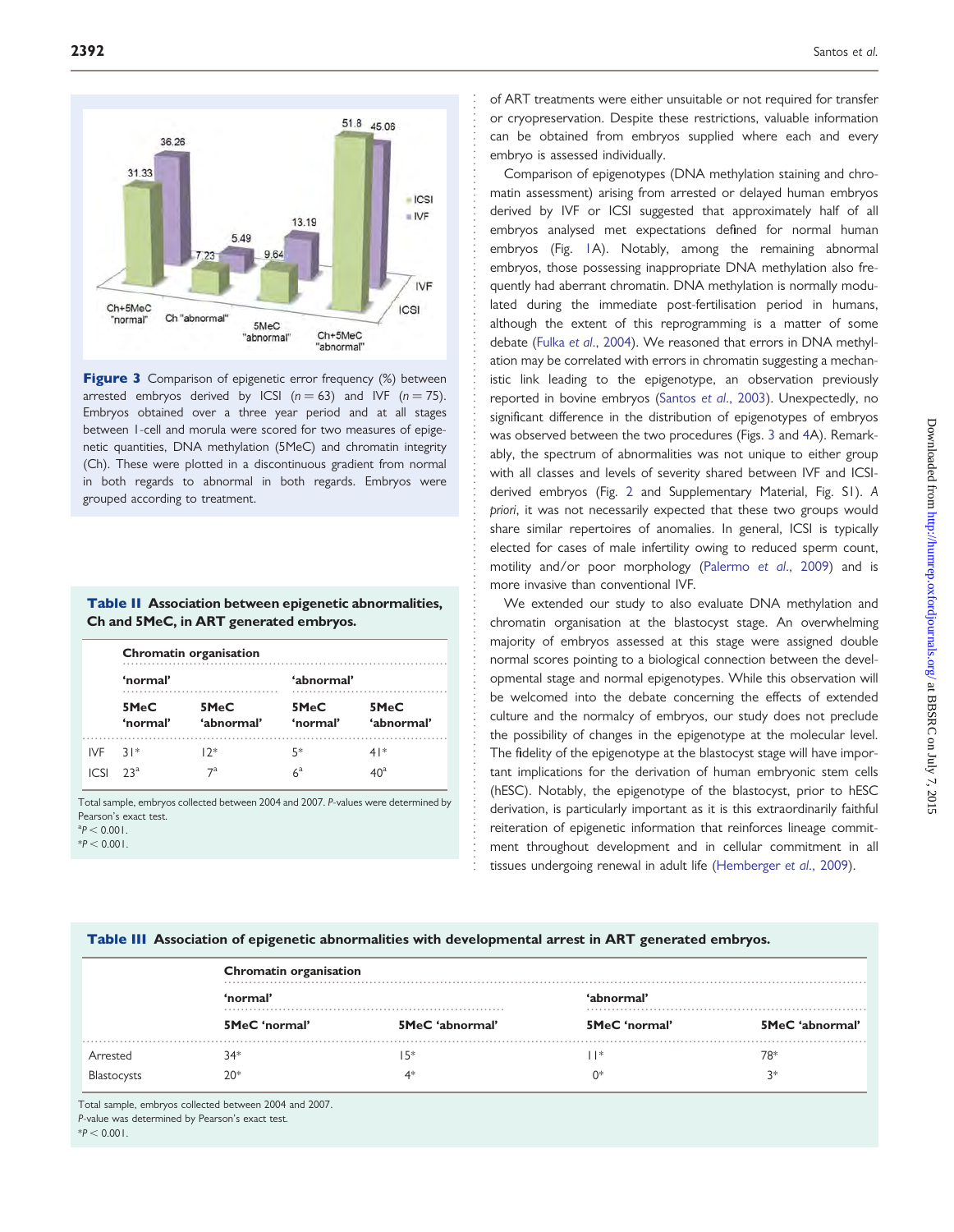Figure 3 Comparison of epigenetic error frequency (%) between arrested embryos derived by ICSI ($n = 63$) and IVF ($n = 75$). Embryos obtained over a three year period and at all stages between 1-cell and morula were scored for two measures of epigenetic quantities, DNA methylation (5MeC) and chromatin integrity (Ch). These were plotted in a discontinuous gradient from normal in both regards to abnormal in both regards. Embryos were grouped according to treatment.

**Table II** Association between epigenetic abnormalities, Ch and 5MeC, in ART generated embryos.

| | Chromatin organisation | | | |
|---|---|---|---|---|
| | 'normal' | | 'abnormal' | |
| | 5MeC 'normal' | 5MeC 'abnormal' | 5MeC 'normal' | 5MeC 'abnormal' |
| IVF | 31* | 12* | 5* | 41* |
| ICSI | 23[a] | 7[a] | 6[a] | 40[a] |

Total sample, embryos collected between 2004 and 2007. *P*-values were determined by Pearson's exact test.
[a]$P < 0.001$.
*$P < 0.001$.

of ART treatments were either unsuitable or not required for transfer or cryopreservation. Despite these restrictions, valuable information can be obtained from embryos supplied where each and every embryo is assessed individually.

Comparison of epigenotypes (DNA methylation staining and chromatin assessment) arising from arrested or delayed human embryos derived by IVF or ICSI suggested that approximately half of all embryos analysed met expectations defined for normal human embryos (Fig. 1A). Notably, among the remaining abnormal embryos, those possessing inappropriate DNA methylation also frequently had aberrant chromatin. DNA methylation is normally modulated during the immediate post-fertilisation period in humans, although the extent of this reprogramming is a matter of some debate (Fulka *et al.*, 2004). We reasoned that errors in DNA methylation may be correlated with errors in chromatin suggesting a mechanistic link leading to the epigenotype, an observation previously reported in bovine embryos (Santos *et al.*, 2003). Unexpectedly, no significant difference in the distribution of epigenotypes of embryos was observed between the two procedures (Figs. 3 and 4A). Remarkably, the spectrum of abnormalities was not unique to either group with all classes and levels of severity shared between IVF and ICSI-derived embryos (Fig. 2 and Supplementary Material, Fig. S1). *A priori*, it was not necessarily expected that these two groups would share similar repertoires of anomalies. In general, ICSI is typically elected for cases of male infertility owing to reduced sperm count, motility and/or poor morphology (Palermo *et al.*, 2009) and is more invasive than conventional IVF.

We extended our study to also evaluate DNA methylation and chromatin organisation at the blastocyst stage. An overwhelming majority of embryos assessed at this stage were assigned double normal scores pointing to a biological connection between the developmental stage and normal epigenotypes. While this observation will be welcomed into the debate concerning the effects of extended culture and the normalcy of embryos, our study does not preclude the possibility of changes in the epigenotype at the molecular level. The fidelity of the epigenotype at the blastocyst stage will have important implications for the derivation of human embryonic stem cells (hESC). Notably, the epigenotype of the blastocyst, prior to hESC derivation, is particularly important as it is this extraordinarily faithful reiteration of epigenetic information that reinforces lineage commitment throughout development and in cellular commitment in all tissues undergoing renewal in adult life (Hemberger *et al.*, 2009).

**Table III** Association of epigenetic abnormalities with developmental arrest in ART generated embryos.

| | Chromatin organisation | | | |
|---|---|---|---|---|
| | 'normal' | | 'abnormal' | |
| | 5MeC 'normal' | 5MeC 'abnormal' | 5MeC 'normal' | 5MeC 'abnormal' |
| Arrested | 34* | 15* | 11* | 78* |
| Blastocysts | 20* | 4* | 0* | 3* |

Total sample, embryos collected between 2004 and 2007.
*P*-value was determined by Pearson's exact test.
*$P < 0.001$.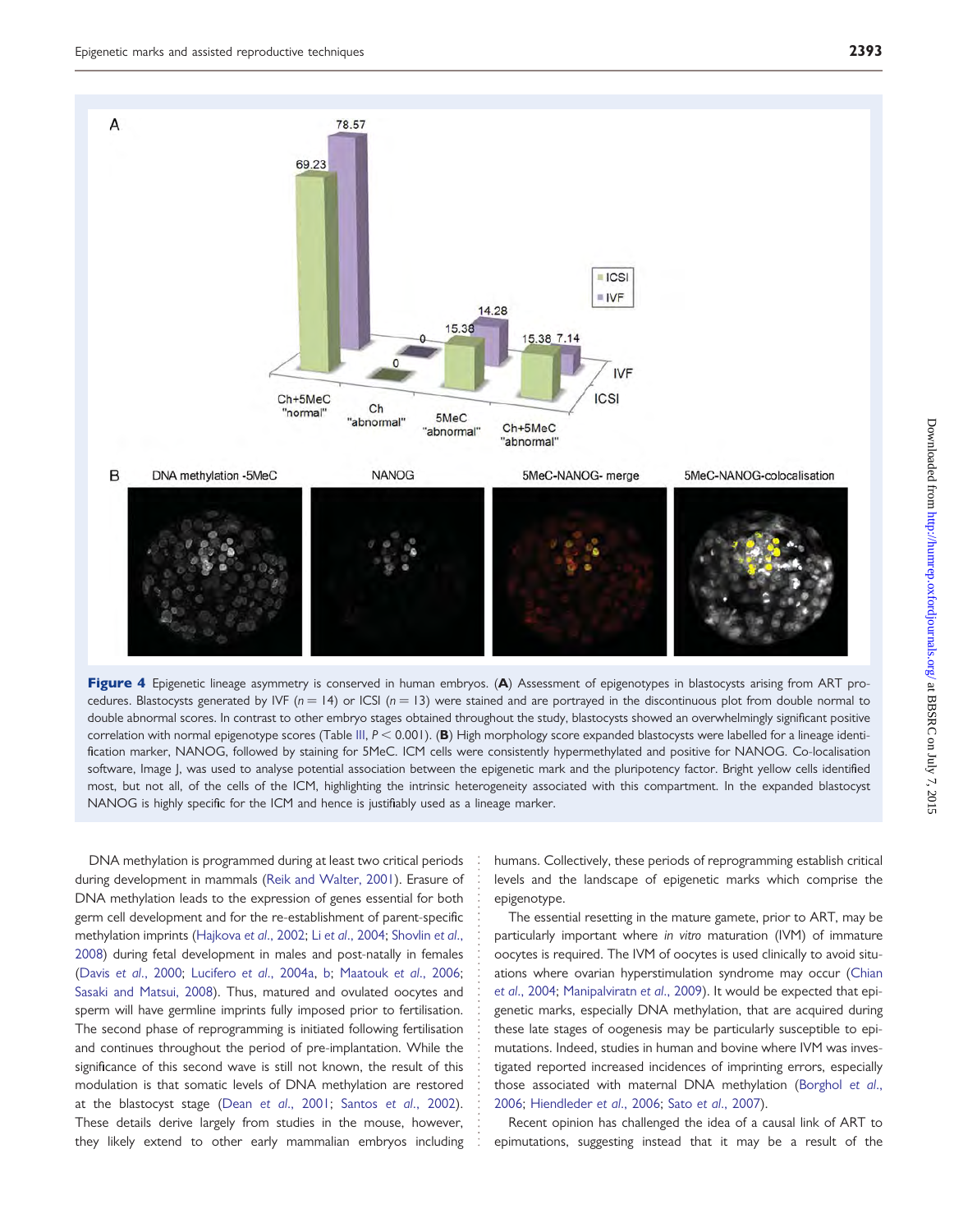**Figure 4** Epigenetic lineage asymmetry is conserved in human embryos. (**A**) Assessment of epigenotypes in blastocysts arising from ART procedures. Blastocysts generated by IVF ($n = 14$) or ICSI ($n = 13$) were stained and are portrayed in the discontinuous plot from double normal to double abnormal scores. In contrast to other embryo stages obtained throughout the study, blastocysts showed an overwhelmingly significant positive correlation with normal epigenotype scores (Table III, $P < 0.001$). (**B**) High morphology score expanded blastocysts were labelled for a lineage identification marker, NANOG, followed by staining for 5MeC. ICM cells were consistently hypermethylated and positive for NANOG. Co-localisation software, Image J, was used to analyse potential association between the epigenetic mark and the pluripotency factor. Bright yellow cells identified most, but not all, of the cells of the ICM, highlighting the intrinsic heterogeneity associated with this compartment. In the expanded blastocyst NANOG is highly specific for the ICM and hence is justifiably used as a lineage marker.

DNA methylation is programmed during at least two critical periods during development in mammals (Reik and Walter, 2001). Erasure of DNA methylation leads to the expression of genes essential for both germ cell development and for the re-establishment of parent-specific methylation imprints (Hajkova *et al*., 2002; Li *et al*., 2004; Shovlin *et al*., 2008) during fetal development in males and post-natally in females (Davis *et al*., 2000; Lucifero *et al*., 2004a, b; Maatouk *et al*., 2006; Sasaki and Matsui, 2008). Thus, matured and ovulated oocytes and sperm will have germline imprints fully imposed prior to fertilisation. The second phase of reprogramming is initiated following fertilisation and continues throughout the period of pre-implantation. While the significance of this second wave is still not known, the result of this modulation is that somatic levels of DNA methylation are restored at the blastocyst stage (Dean *et al*., 2001; Santos *et al*., 2002). These details derive largely from studies in the mouse, however, they likely extend to other early mammalian embryos including humans. Collectively, these periods of reprogramming establish critical levels and the landscape of epigenetic marks which comprise the epigenotype.

The essential resetting in the mature gamete, prior to ART, may be particularly important where *in vitro* maturation (IVM) of immature oocytes is required. The IVM of oocytes is used clinically to avoid situations where ovarian hyperstimulation syndrome may occur (Chian *et al*., 2004; Manipalviratn *et al*., 2009). It would be expected that epigenetic marks, especially DNA methylation, that are acquired during these late stages of oogenesis may be particularly susceptible to epimutations. Indeed, studies in human and bovine where IVM was investigated reported increased incidences of imprinting errors, especially those associated with maternal DNA methylation (Borghol *et al*., 2006; Hiendleder *et al*., 2006; Sato *et al*., 2007).

Recent opinion has challenged the idea of a causal link of ART to epimutations, suggesting instead that it may be a result of the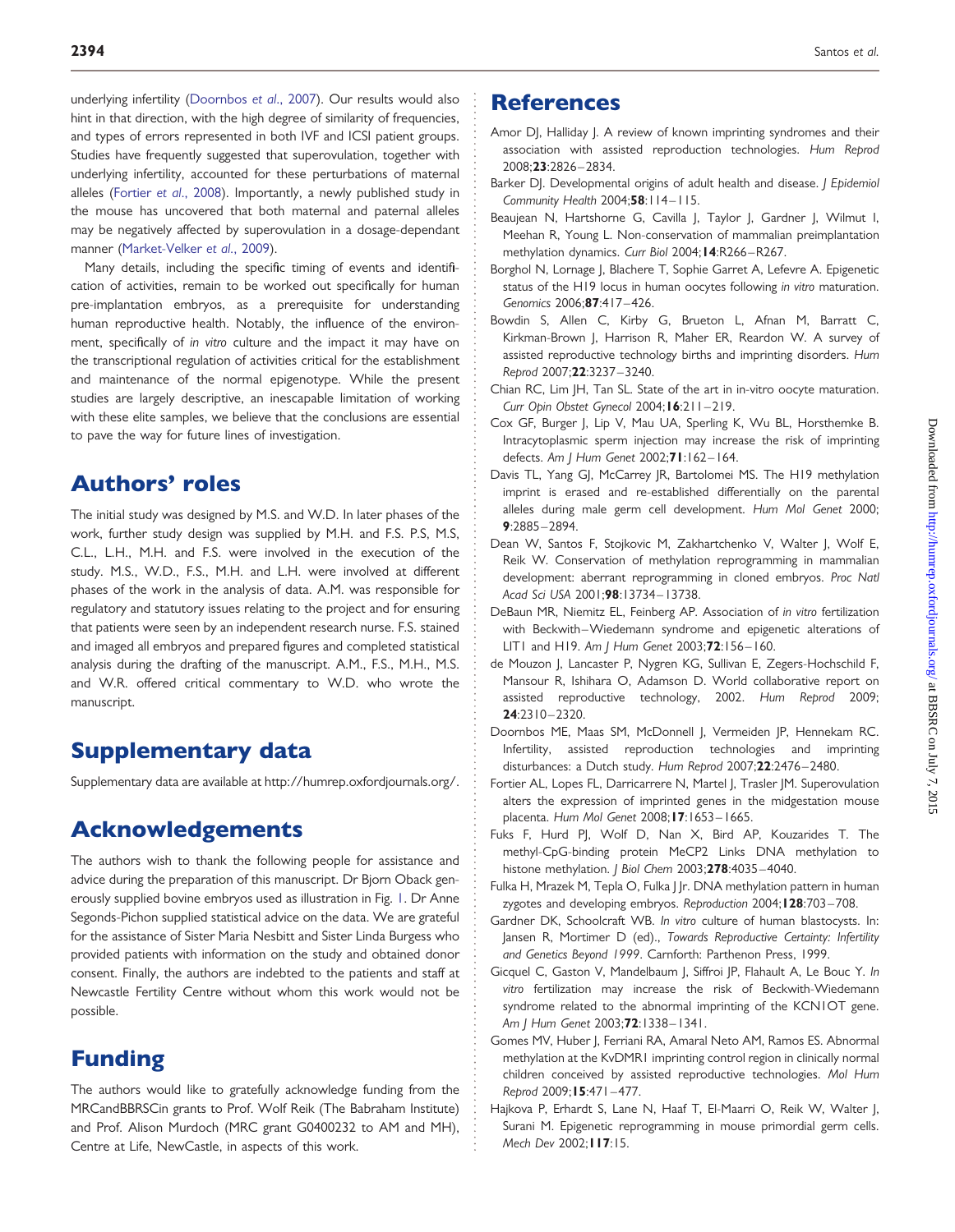underlying infertility (Doornbos *et al*., 2007). Our results would also hint in that direction, with the high degree of similarity of frequencies, and types of errors represented in both IVF and ICSI patient groups. Studies have frequently suggested that superovulation, together with underlying infertility, accounted for these perturbations of maternal alleles (Fortier *et al*., 2008). Importantly, a newly published study in the mouse has uncovered that both maternal and paternal alleles may be negatively affected by superovulation in a dosage-dependant manner (Market-Velker *et al*., 2009).

Many details, including the specific timing of events and identification of activities, remain to be worked out specifically for human pre-implantation embryos, as a prerequisite for understanding human reproductive health. Notably, the influence of the environment, specifically of *in vitro* culture and the impact it may have on the transcriptional regulation of activities critical for the establishment and maintenance of the normal epigenotype. While the present studies are largely descriptive, an inescapable limitation of working with these elite samples, we believe that the conclusions are essential to pave the way for future lines of investigation.

## Authors' roles

The initial study was designed by M.S. and W.D. In later phases of the work, further study design was supplied by M.H. and F.S. P.S, M.S, C.L., L.H., M.H. and F.S. were involved in the execution of the study. M.S., W.D., F.S., M.H. and L.H. were involved at different phases of the work in the analysis of data. A.M. was responsible for regulatory and statutory issues relating to the project and for ensuring that patients were seen by an independent research nurse. F.S. stained and imaged all embryos and prepared figures and completed statistical analysis during the drafting of the manuscript. A.M., F.S., M.H., M.S. and W.R. offered critical commentary to W.D. who wrote the manuscript.

## Supplementary data

Supplementary data are available at http://humrep.oxfordjournals.org/.

## Acknowledgements

The authors wish to thank the following people for assistance and advice during the preparation of this manuscript. Dr Bjorn Oback generously supplied bovine embryos used as illustration in Fig. 1. Dr Anne Segonds-Pichon supplied statistical advice on the data. We are grateful for the assistance of Sister Maria Nesbitt and Sister Linda Burgess who provided patients with information on the study and obtained donor consent. Finally, the authors are indebted to the patients and staff at Newcastle Fertility Centre without whom this work would not be possible.

## Funding

The authors would like to gratefully acknowledge funding from the MRCandBBRSCin grants to Prof. Wolf Reik (The Babraham Institute) and Prof. Alison Murdoch (MRC grant G0400232 to AM and MH), Centre at Life, NewCastle, in aspects of this work.

## References

Amor DJ, Halliday J. A review of known imprinting syndromes and their association with assisted reproduction technologies. *Hum Reprod* 2008;**23**:2826–2834.

Barker DJ. Developmental origins of adult health and disease. *J Epidemiol Community Health* 2004;**58**:114–115.

Beaujean N, Hartshorne G, Cavilla J, Taylor J, Gardner J, Wilmut I, Meehan R, Young L. Non-conservation of mammalian preimplantation methylation dynamics. *Curr Biol* 2004;**14**:R266–R267.

Borghol N, Lornage J, Blachere T, Sophie Garret A, Lefevre A. Epigenetic status of the H19 locus in human oocytes following *in vitro* maturation. *Genomics* 2006;**87**:417–426.

Bowdin S, Allen C, Kirby G, Brueton L, Afnan M, Barratt C, Kirkman-Brown J, Harrison R, Maher ER, Reardon W. A survey of assisted reproductive technology births and imprinting disorders. *Hum Reprod* 2007;**22**:3237–3240.

Chian RC, Lim JH, Tan SL. State of the art in in-vitro oocyte maturation. *Curr Opin Obstet Gynecol* 2004;**16**:211–219.

Cox GF, Burger J, Lip V, Mau UA, Sperling K, Wu BL, Horsthemke B. Intracytoplasmic sperm injection may increase the risk of imprinting defects. *Am J Hum Genet* 2002;**71**:162–164.

Davis TL, Yang GJ, McCarrey JR, Bartolomei MS. The H19 methylation imprint is erased and re-established differentially on the parental alleles during male germ cell development. *Hum Mol Genet* 2000; **9**:2885–2894.

Dean W, Santos F, Stojkovic M, Zakhartchenko V, Walter J, Wolf E, Reik W. Conservation of methylation reprogramming in mammalian development: aberrant reprogramming in cloned embryos. *Proc Natl Acad Sci USA* 2001;**98**:13734–13738.

DeBaun MR, Niemitz EL, Feinberg AP. Association of *in vitro* fertilization with Beckwith–Wiedemann syndrome and epigenetic alterations of LIT1 and H19. *Am J Hum Genet* 2003;**72**:156–160.

de Mouzon J, Lancaster P, Nygren KG, Sullivan E, Zegers-Hochschild F, Mansour R, Ishihara O, Adamson D. World collaborative report on assisted reproductive technology, 2002. *Hum Reprod* 2009; **24**:2310–2320.

Doornbos ME, Maas SM, McDonnell J, Vermeiden JP, Hennekam RC. Infertility, assisted reproduction technologies and imprinting disturbances: a Dutch study. *Hum Reprod* 2007;**22**:2476–2480.

Fortier AL, Lopes FL, Darricarrere N, Martel J, Trasler JM. Superovulation alters the expression of imprinted genes in the midgestation mouse placenta. *Hum Mol Genet* 2008;**17**:1653–1665.

Fuks F, Hurd PJ, Wolf D, Nan X, Bird AP, Kouzarides T. The methyl-CpG-binding protein MeCP2 Links DNA methylation to histone methylation. *J Biol Chem* 2003;**278**:4035–4040.

Fulka H, Mrazek M, Tepla O, Fulka J Jr. DNA methylation pattern in human zygotes and developing embryos. *Reproduction* 2004;**128**:703–708.

Gardner DK, Schoolcraft WB. *In vitro* culture of human blastocysts. In: Jansen R, Mortimer D (ed)., *Towards Reproductive Certainty: Infertility and Genetics Beyond 1999*. Carnforth: Parthenon Press, 1999.

Gicquel C, Gaston V, Mandelbaum J, Siffroi JP, Flahault A, Le Bouc Y. *In vitro* fertilization may increase the risk of Beckwith-Wiedemann syndrome related to the abnormal imprinting of the KCN1OT gene. *Am J Hum Genet* 2003;**72**:1338–1341.

Gomes MV, Huber J, Ferriani RA, Amaral Neto AM, Ramos ES. Abnormal methylation at the KvDMR1 imprinting control region in clinically normal children conceived by assisted reproductive technologies. *Mol Hum Reprod* 2009;**15**:471–477.

Hajkova P, Erhardt S, Lane N, Haaf T, El-Maarri O, Reik W, Walter J, Surani M. Epigenetic reprogramming in mouse primordial germ cells. *Mech Dev* 2002;**117**:15.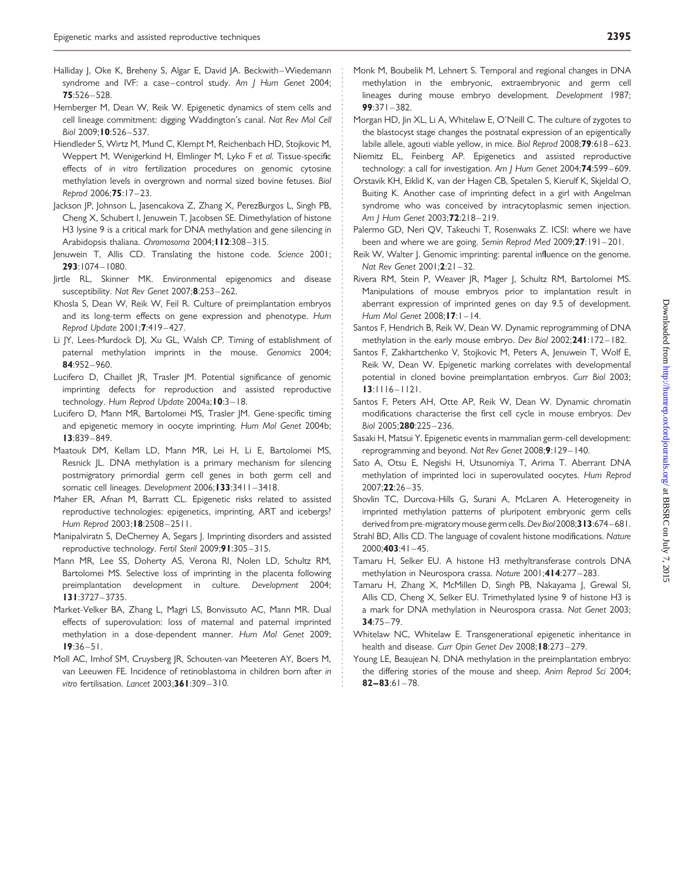Halliday J, Oke K, Breheny S, Algar E, David JA. Beckwith–Wiedemann syndrome and IVF: a case–control study. *Am J Hum Genet* 2004; **75**:526–528.

Hemberger M, Dean W, Reik W. Epigenetic dynamics of stem cells and cell lineage commitment: digging Waddington's canal. *Nat Rev Mol Cell Biol* 2009;**10**:526–537.

Hiendleder S, Wirtz M, Mund C, Klempt M, Reichenbach HD, Stojkovic M, Weppert M, Wenigerkind H, Elmlinger M, Lyko F *et al*. Tissue-specific effects of *in vitro* fertilization procedures on genomic cytosine methylation levels in overgrown and normal sized bovine fetuses. *Biol Reprod* 2006;**75**:17–23.

Jackson JP, Johnson L, Jasencakova Z, Zhang X, PerezBurgos L, Singh PB, Cheng X, Schubert I, Jenuwein T, Jacobsen SE. Dimethylation of histone H3 lysine 9 is a critical mark for DNA methylation and gene silencing in Arabidopsis thaliana. *Chromosoma* 2004;**112**:308–315.

Jenuwein T, Allis CD. Translating the histone code. *Science* 2001; **293**:1074–1080.

Jirtle RL, Skinner MK. Environmental epigenomics and disease susceptibility. *Nat Rev Genet* 2007;**8**:253–262.

Khosla S, Dean W, Reik W, Feil R. Culture of preimplantation embryos and its long-term effects on gene expression and phenotype. *Hum Reprod Update* 2001;**7**:419–427.

Li JY, Lees-Murdock DJ, Xu GL, Walsh CP. Timing of establishment of paternal methylation imprints in the mouse. *Genomics* 2004; **84**:952–960.

Lucifero D, Chaillet JR, Trasler JM. Potential significance of genomic imprinting defects for reproduction and assisted reproductive technology. *Hum Reprod Update* 2004a;**10**:3–18.

Lucifero D, Mann MR, Bartolomei MS, Trasler JM. Gene-specific timing and epigenetic memory in oocyte imprinting. *Hum Mol Genet* 2004b; **13**:839–849.

Maatouk DM, Kellam LD, Mann MR, Lei H, Li E, Bartolomei MS, Resnick JL. DNA methylation is a primary mechanism for silencing postmigratory primordial germ cell genes in both germ cell and somatic cell lineages. *Development* 2006;**133**:3411–3418.

Maher ER, Afnan M, Barratt CL. Epigenetic risks related to assisted reproductive technologies: epigenetics, imprinting, ART and icebergs? *Hum Reprod* 2003;**18**:2508–2511.

Manipalviratn S, DeCherney A, Segars J. Imprinting disorders and assisted reproductive technology. *Fertil Steril* 2009;**91**:305–315.

Mann MR, Lee SS, Doherty AS, Verona RI, Nolen LD, Schultz RM, Bartolomei MS. Selective loss of imprinting in the placenta following preimplantation development in culture. *Development* 2004; **131**:3727–3735.

Market-Velker BA, Zhang L, Magri LS, Bonvissuto AC, Mann MR. Dual effects of superovulation: loss of maternal and paternal imprinted methylation in a dose-dependent manner. *Hum Mol Genet* 2009; **19**:36–51.

Moll AC, Imhof SM, Cruysberg JR, Schouten-van Meeteren AY, Boers M, van Leeuwen FE. Incidence of retinoblastoma in children born after *in vitro* fertilisation. *Lancet* 2003;**361**:309–310.

Monk M, Boubelik M, Lehnert S. Temporal and regional changes in DNA methylation in the embryonic, extraembryonic and germ cell lineages during mouse embryo development. *Development* 1987; **99**:371–382.

Morgan HD, Jin XL, Li A, Whitelaw E, O'Neill C. The culture of zygotes to the blastocyst stage changes the postnatal expression of an epigentically labile allele, agouti viable yellow, in mice. *Biol Reprod* 2008;**79**:618–623.

Niemitz EL, Feinberg AP. Epigenetics and assisted reproductive technology: a call for investigation. *Am J Hum Genet* 2004;**74**:599–609.

Orstavik KH, Eiklid K, van der Hagen CB, Spetalen S, Kierulf K, Skjeldal O, Buiting K. Another case of imprinting defect in a girl with Angelman syndrome who was conceived by intracytoplasmic semen injection. *Am J Hum Genet* 2003;**72**:218–219.

Palermo GD, Neri QV, Takeuchi T, Rosenwaks Z. ICSI: where we have been and where we are going. *Semin Reprod Med* 2009;**27**:191–201.

Reik W, Walter J. Genomic imprinting: parental influence on the genome. *Nat Rev Genet* 2001;**2**:21–32.

Rivera RM, Stein P, Weaver JR, Mager J, Schultz RM, Bartolomei MS. Manipulations of mouse embryos prior to implantation result in aberrant expression of imprinted genes on day 9.5 of development. *Hum Mol Genet* 2008;**17**:1–14.

Santos F, Hendrich B, Reik W, Dean W. Dynamic reprogramming of DNA methylation in the early mouse embryo. *Dev Biol* 2002;**241**:172–182.

Santos F, Zakhartchenko V, Stojkovic M, Peters A, Jenuwein T, Wolf E, Reik W, Dean W. Epigenetic marking correlates with developmental potential in cloned bovine preimplantation embryos. *Curr Biol* 2003; **13**:1116–1121.

Santos F, Peters AH, Otte AP, Reik W, Dean W. Dynamic chromatin modifications characterise the first cell cycle in mouse embryos. *Dev Biol* 2005;**280**:225–236.

Sasaki H, Matsui Y. Epigenetic events in mammalian germ-cell development: reprogramming and beyond. *Nat Rev Genet* 2008;**9**:129–140.

Sato A, Otsu E, Negishi H, Utsunomiya T, Arima T. Aberrant DNA methylation of imprinted loci in superovulated oocytes. *Hum Reprod* 2007;**22**:26–35.

Shovlin TC, Durcova-Hills G, Surani A, McLaren A. Heterogeneity in imprinted methylation patterns of pluripotent embryonic germ cells derived from pre-migratory mouse germ cells. *Dev Biol* 2008;**313**:674–681.

Strahl BD, Allis CD. The language of covalent histone modifications. *Nature* 2000;**403**:41–45.

Tamaru H, Selker EU. A histone H3 methyltransferase controls DNA methylation in Neurospora crassa. *Nature* 2001;**414**:277–283.

Tamaru H, Zhang X, McMillen D, Singh PB, Nakayama J, Grewal SI, Allis CD, Cheng X, Selker EU. Trimethylated lysine 9 of histone H3 is a mark for DNA methylation in Neurospora crassa. *Nat Genet* 2003; **34**:75–79.

Whitelaw NC, Whitelaw E. Transgenerational epigenetic inheritance in health and disease. *Curr Opin Genet Dev* 2008;**18**:273–279.

Young LE, Beaujean N. DNA methylation in the preimplantation embryo: the differing stories of the mouse and sheep. *Anim Reprod Sci* 2004; **82–83**:61–78.